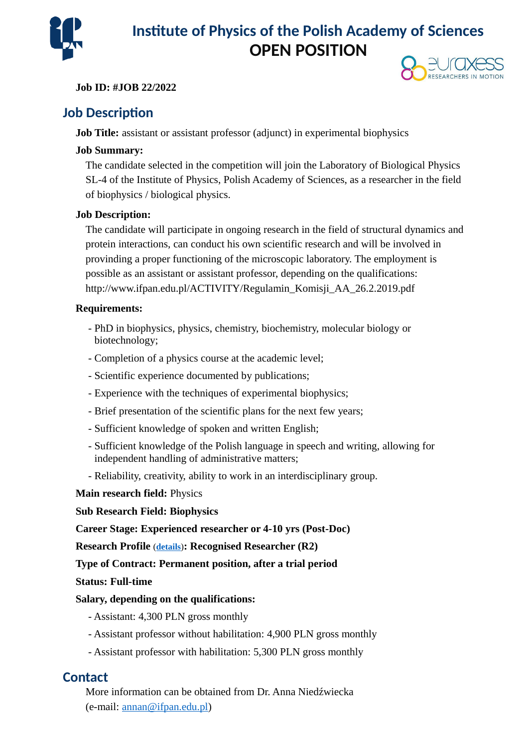# Institute of Physics of the Polish Academy of Sciences

## OPEN POSITION

**Job ID: #JOB 22/2022**

## Job Description

**Job Title:** assistant or assistant professor (adjunct) in experimental biophysics

**Job Summary:**

The candidate selected in the competition will join the Laboratory of Biological Physics SL-4 of the Institute of Physics, Polish Academy of Sciences, as a researcher in the field of biophysics / biological physics.

**Job Description:**

The candidate will participate in ongoing research in the field of structural dynamics and protein interactions, can conduct his own scientific research and will be involved in provinding a proper functioning of the microscopic laboratory. The employment is possible as an assistant or assistant professor, depending on the qualifications: http://www.ifpan.edu.pl/ACTIVITY/Regulamin_Komisji_AA_26.2.2019.pdf

**Requirements:**

- PhD in biophysics, physics, chemistry, biochemistry, molecular biology or biotechnology;
- Completion of a physics course at the academic level;
- Scientific experience documented by publications;
- Experience with the techniques of experimental biophysics;
- Brief presentation of the scientific plans for the next few years;
- Sufficient knowledge of spoken and written English;
- Sufficient knowledge of the Polish language in speech and writing, allowing for independent handling of administrative matters;
- Reliability, creativity, ability to work in an interdisciplinary group.

**Main research field:** Physics

**Sub Research Field: Biophysics**

**Career Stage: Experienced researcher or 4-10 yrs (Post-Doc)**

**Research Profile** (details)**: Recognised Researcher (R2)**

**Type of Contract: Permanent position, after a trial period**

**Status: Full-time**

**Salary, depending on the qualifications:**

- Assistant: 4,300 PLN gross monthly
- Assistant professor without habilitation: 4,900 PLN gross monthly
- Assistant professor with habilitation: 5,300 PLN gross monthly

## Contact

More information can be obtained from Dr. Anna Niedźwiecka (e-mail: annan@ifpan.edu.pl)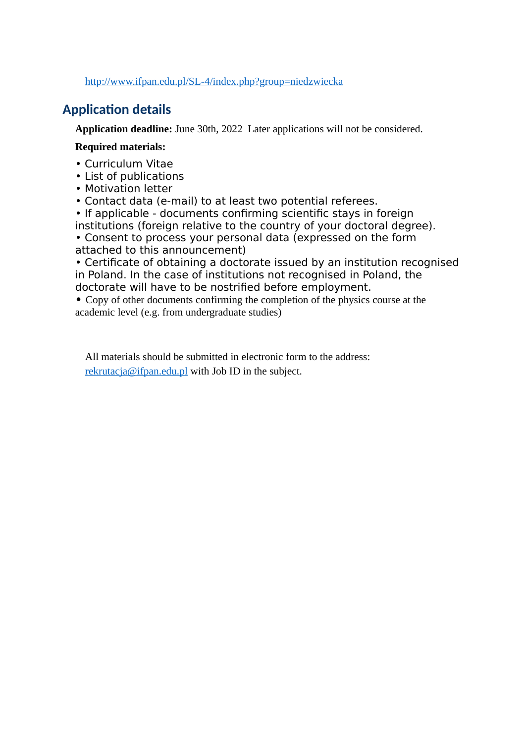http://www.ifpan.edu.pl/SL-4/index.php?group=niedzwiecka

## Application details

**Application deadline:** June 30th, 2022 Later applications will not be considered.

**Required materials:**

- Curriculum Vitae
- List of publications
- Motivation letter
- Contact data (e-mail) to at least two potential referees.
- If applicable - documents confirming scientific stays in foreign institutions (foreign relative to the country of your doctoral degree).
- Consent to process your personal data (expressed on the form attached to this announcement)
- Certificate of obtaining a doctorate issued by an institution recognised in Poland. In the case of institutions not recognised in Poland, the doctorate will have to be nostrified before employment.
- Copy of other documents confirming the completion of the physics course at the academic level (e.g. from undergraduate studies)

All materials should be submitted in electronic form to the address: rekrutacja@ifpan.edu.pl with Job ID in the subject.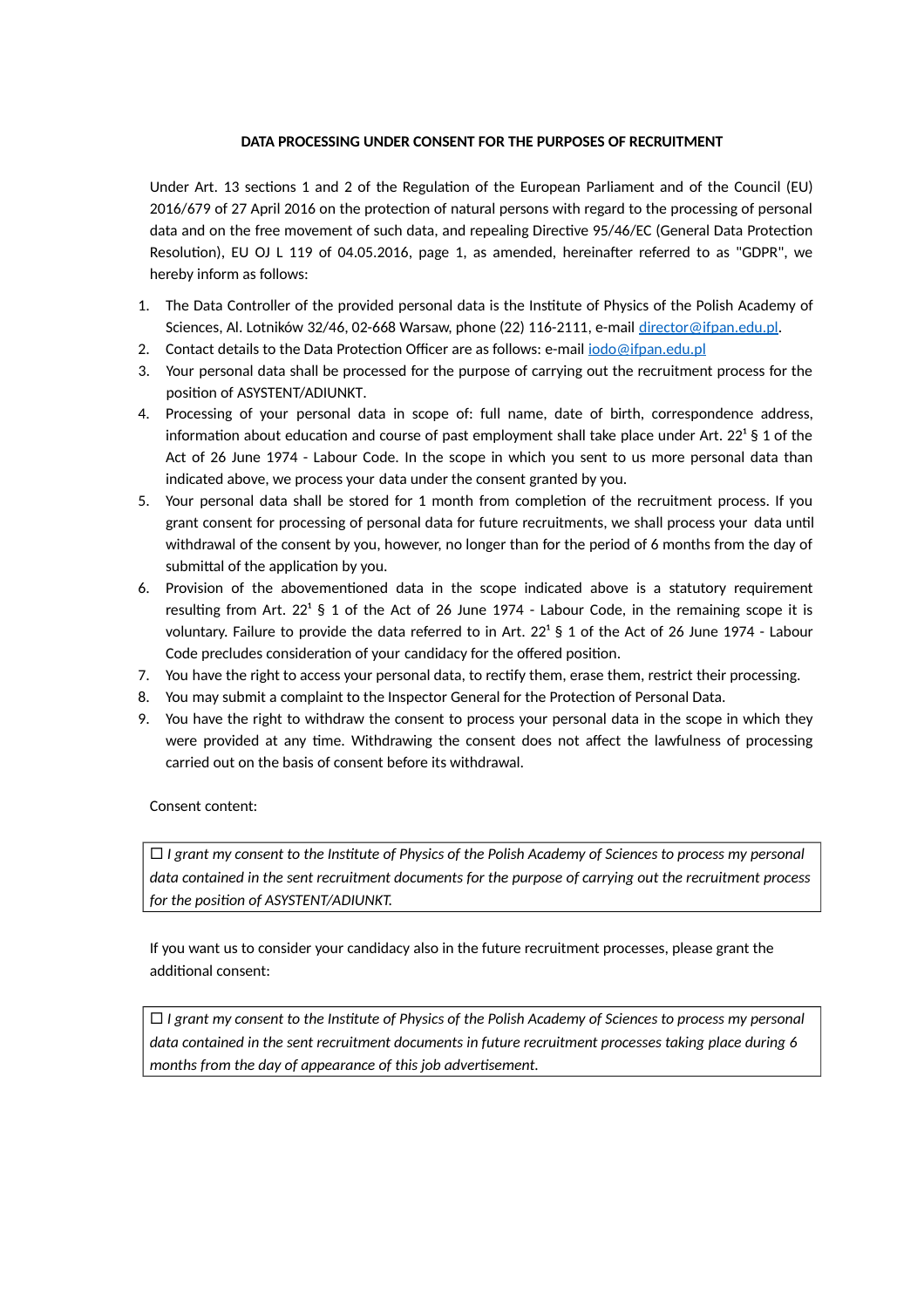**DATA PROCESSING UNDER CONSENT FOR THE PURPOSES OF RECRUITMENT**

Under Art. 13 sections 1 and 2 of the Regulation of the European Parliament and of the Council (EU) 2016/679 of 27 April 2016 on the protection of natural persons with regard to the processing of personal data and on the free movement of such data, and repealing Directive 95/46/EC (General Data Protection Resolution), EU OJ L 119 of 04.05.2016, page 1, as amended, hereinafter referred to as "GDPR", we hereby inform as follows:

1. The Data Controller of the provided personal data is the Institute of Physics of the Polish Academy of Sciences, Al. Lotników 32/46, 02-668 Warsaw, phone (22) 116-2111, e-mail director@ifpan.edu.pl.
2. Contact details to the Data Protection Officer are as follows: e-mail iodo@ifpan.edu.pl
3. Your personal data shall be processed for the purpose of carrying out the recruitment process for the position of ASYSTENT/ADIUNKT.
4. Processing of your personal data in scope of: full name, date of birth, correspondence address, information about education and course of past employment shall take place under Art. 22¹ § 1 of the Act of 26 June 1974 - Labour Code. In the scope in which you sent to us more personal data than indicated above, we process your data under the consent granted by you.
5. Your personal data shall be stored for 1 month from completion of the recruitment process. If you grant consent for processing of personal data for future recruitments, we shall process your data until withdrawal of the consent by you, however, no longer than for the period of 6 months from the day of submittal of the application by you.
6. Provision of the abovementioned data in the scope indicated above is a statutory requirement resulting from Art. 22¹ § 1 of the Act of 26 June 1974 - Labour Code, in the remaining scope it is voluntary. Failure to provide the data referred to in Art. 22¹ § 1 of the Act of 26 June 1974 - Labour Code precludes consideration of your candidacy for the offered position.
7. You have the right to access your personal data, to rectify them, erase them, restrict their processing.
8. You may submit a complaint to the Inspector General for the Protection of Personal Data.
9. You have the right to withdraw the consent to process your personal data in the scope in which they were provided at any time. Withdrawing the consent does not affect the lawfulness of processing carried out on the basis of consent before its withdrawal.

Consent content:

☐ *I grant my consent to the Institute of Physics of the Polish Academy of Sciences to process my personal data contained in the sent recruitment documents for the purpose of carrying out the recruitment process for the position of ASYSTENT/ADIUNKT.*

If you want us to consider your candidacy also in the future recruitment processes, please grant the additional consent:

☐ *I grant my consent to the Institute of Physics of the Polish Academy of Sciences to process my personal data contained in the sent recruitment documents in future recruitment processes taking place during 6 months from the day of appearance of this job advertisement.*